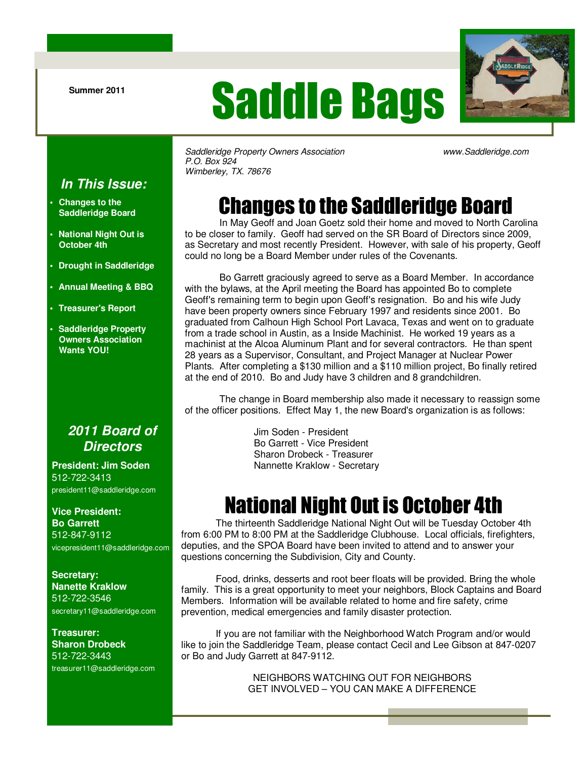Summer 2011

# Saddle Bags

*Saddleridge Property Owners Association*
*P.O. Box 924*
*Wimberley, TX. 78676*

*www.Saddleridge.com*

## In This Issue:

- Changes to the Saddleridge Board
- National Night Out is October 4th
- Drought in Saddleridge
- Annual Meeting & BBQ
- Treasurer's Report
- Saddleridge Property Owners Association Wants YOU!

## 2011 Board of Directors

**President: Jim Soden**
512-722-3413
president11@saddleridge.com

**Vice President: Bo Garrett**
512-847-9112
vicepresident11@saddleridge.com

**Secretary: Nanette Kraklow**
512-722-3546
secretary11@saddleridge.com

**Treasurer: Sharon Drobeck**
512-722-3443
treasurer11@saddleridge.com

# Changes to the Saddleridge Board

In May Geoff and Joan Goetz sold their home and moved to North Carolina to be closer to family. Geoff had served on the SR Board of Directors since 2009, as Secretary and most recently President. However, with sale of his property, Geoff could no long be a Board Member under rules of the Covenants.

Bo Garrett graciously agreed to serve as a Board Member. In accordance with the bylaws, at the April meeting the Board has appointed Bo to complete Geoff's remaining term to begin upon Geoff's resignation. Bo and his wife Judy have been property owners since February 1997 and residents since 2001. Bo graduated from Calhoun High School Port Lavaca, Texas and went on to graduate from a trade school in Austin, as a Inside Machinist. He worked 19 years as a machinist at the Alcoa Aluminum Plant and for several contractors. He than spent 28 years as a Supervisor, Consultant, and Project Manager at Nuclear Power Plants. After completing a $130 million and a $110 million project, Bo finally retired at the end of 2010. Bo and Judy have 3 children and 8 grandchildren.

The change in Board membership also made it necessary to reassign some of the officer positions. Effect May 1, the new Board's organization is as follows:

Jim Soden - President
Bo Garrett - Vice President
Sharon Drobeck - Treasurer
Nannette Kraklow - Secretary

# National Night Out is October 4th

The thirteenth Saddleridge National Night Out will be Tuesday October 4th from 6:00 PM to 8:00 PM at the Saddleridge Clubhouse. Local officials, firefighters, deputies, and the SPOA Board have been invited to attend and to answer your questions concerning the Subdivision, City and County.

Food, drinks, desserts and root beer floats will be provided. Bring the whole family. This is a great opportunity to meet your neighbors, Block Captains and Board Members. Information will be available related to home and fire safety, crime prevention, medical emergencies and family disaster protection.

If you are not familiar with the Neighborhood Watch Program and/or would like to join the Saddleridge Team, please contact Cecil and Lee Gibson at 847-0207 or Bo and Judy Garrett at 847-9112.

NEIGHBORS WATCHING OUT FOR NEIGHBORS
GET INVOLVED – YOU CAN MAKE A DIFFERENCE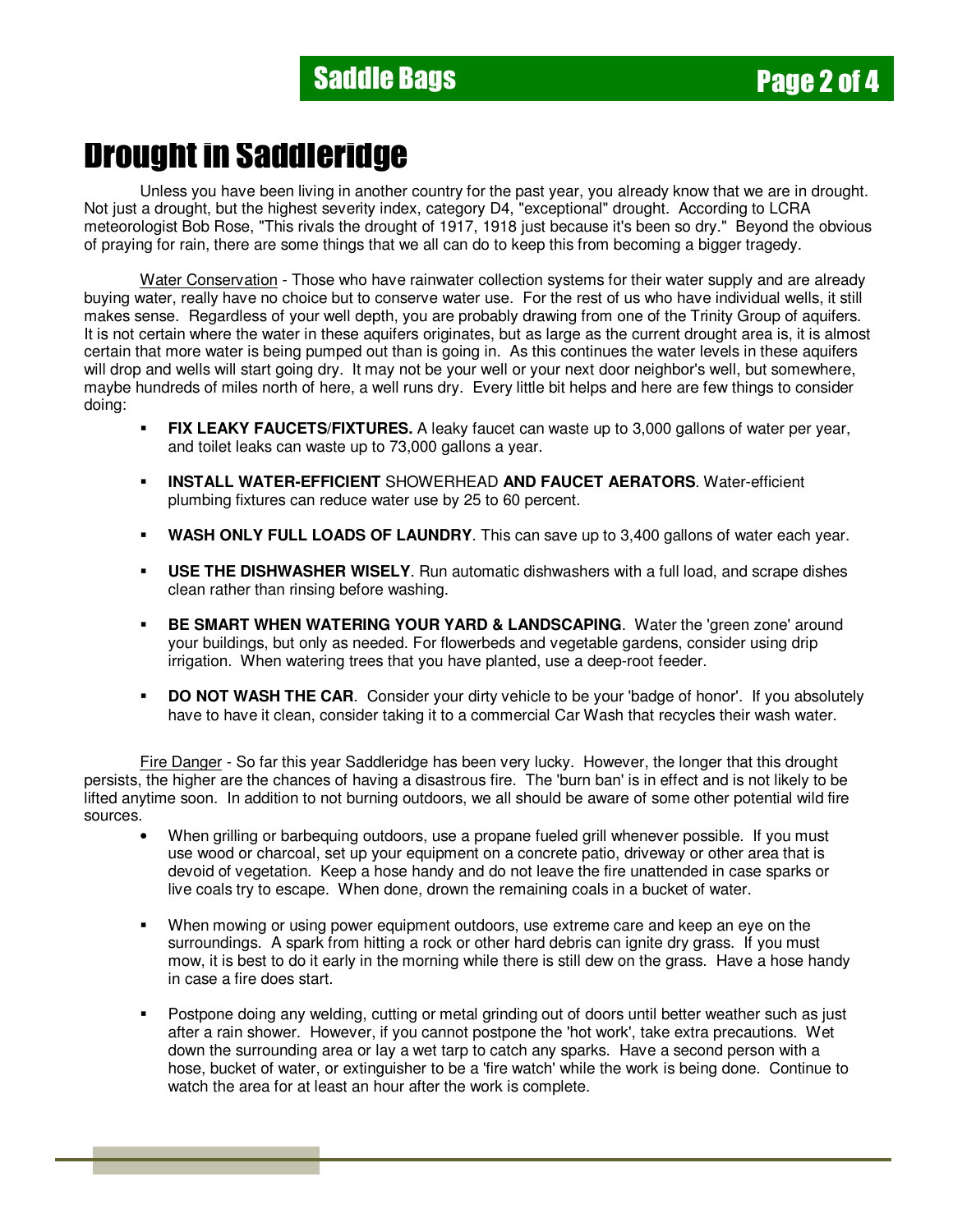# Drought in Saddleridge

Unless you have been living in another country for the past year, you already know that we are in drought. Not just a drought, but the highest severity index, category D4, "exceptional" drought. According to LCRA meteorologist Bob Rose, "This rivals the drought of 1917, 1918 just because it's been so dry." Beyond the obvious of praying for rain, there are some things that we all can do to keep this from becoming a bigger tragedy.

Water Conservation - Those who have rainwater collection systems for their water supply and are already buying water, really have no choice but to conserve water use. For the rest of us who have individual wells, it still makes sense. Regardless of your well depth, you are probably drawing from one of the Trinity Group of aquifers. It is not certain where the water in these aquifers originates, but as large as the current drought area is, it is almost certain that more water is being pumped out than is going in. As this continues the water levels in these aquifers will drop and wells will start going dry. It may not be your well or your next door neighbor's well, but somewhere, maybe hundreds of miles north of here, a well runs dry. Every little bit helps and here are few things to consider doing:

- **FIX LEAKY FAUCETS/FIXTURES.** A leaky faucet can waste up to 3,000 gallons of water per year, and toilet leaks can waste up to 73,000 gallons a year.
- **INSTALL WATER-EFFICIENT** SHOWERHEAD **AND FAUCET AERATORS**. Water-efficient plumbing fixtures can reduce water use by 25 to 60 percent.
- **WASH ONLY FULL LOADS OF LAUNDRY**. This can save up to 3,400 gallons of water each year.
- **USE THE DISHWASHER WISELY**. Run automatic dishwashers with a full load, and scrape dishes clean rather than rinsing before washing.
- **BE SMART WHEN WATERING YOUR YARD & LANDSCAPING**. Water the 'green zone' around your buildings, but only as needed. For flowerbeds and vegetable gardens, consider using drip irrigation. When watering trees that you have planted, use a deep-root feeder.
- **DO NOT WASH THE CAR**. Consider your dirty vehicle to be your 'badge of honor'. If you absolutely have to have it clean, consider taking it to a commercial Car Wash that recycles their wash water.

Fire Danger - So far this year Saddleridge has been very lucky. However, the longer that this drought persists, the higher are the chances of having a disastrous fire. The 'burn ban' is in effect and is not likely to be lifted anytime soon. In addition to not burning outdoors, we all should be aware of some other potential wild fire sources.

- When grilling or barbequing outdoors, use a propane fueled grill whenever possible. If you must use wood or charcoal, set up your equipment on a concrete patio, driveway or other area that is devoid of vegetation. Keep a hose handy and do not leave the fire unattended in case sparks or live coals try to escape. When done, drown the remaining coals in a bucket of water.
- When mowing or using power equipment outdoors, use extreme care and keep an eye on the surroundings. A spark from hitting a rock or other hard debris can ignite dry grass. If you must mow, it is best to do it early in the morning while there is still dew on the grass. Have a hose handy in case a fire does start.
- Postpone doing any welding, cutting or metal grinding out of doors until better weather such as just after a rain shower. However, if you cannot postpone the 'hot work', take extra precautions. Wet down the surrounding area or lay a wet tarp to catch any sparks. Have a second person with a hose, bucket of water, or extinguisher to be a 'fire watch' while the work is being done. Continue to watch the area for at least an hour after the work is complete.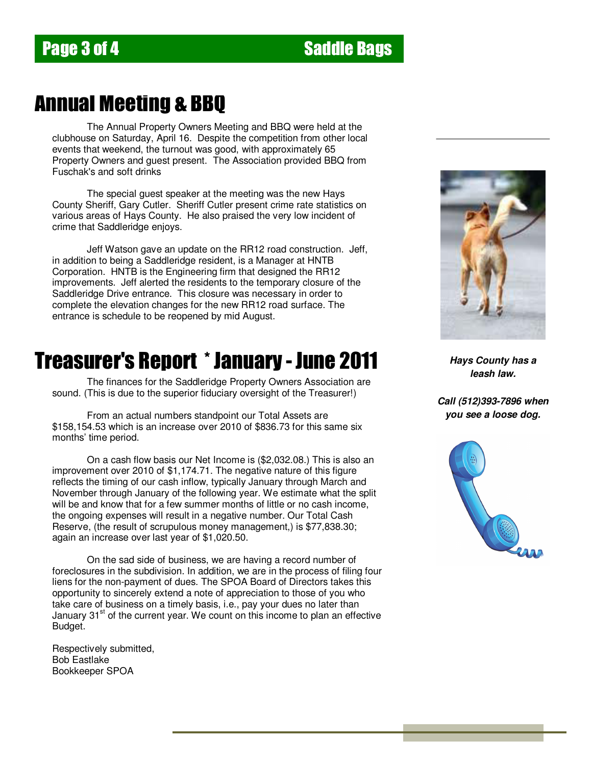# Annual Meeting & BBQ

The Annual Property Owners Meeting and BBQ were held at the clubhouse on Saturday, April 16. Despite the competition from other local events that weekend, the turnout was good, with approximately 65 Property Owners and guest present. The Association provided BBQ from Fuschak's and soft drinks

The special guest speaker at the meeting was the new Hays County Sheriff, Gary Cutler. Sheriff Cutler present crime rate statistics on various areas of Hays County. He also praised the very low incident of crime that Saddleridge enjoys.

Jeff Watson gave an update on the RR12 road construction. Jeff, in addition to being a Saddleridge resident, is a Manager at HNTB Corporation. HNTB is the Engineering firm that designed the RR12 improvements. Jeff alerted the residents to the temporary closure of the Saddleridge Drive entrance. This closure was necessary in order to complete the elevation changes for the new RR12 road surface. The entrance is schedule to be reopened by mid August.

# Treasurer's Report * January - June 2011

The finances for the Saddleridge Property Owners Association are sound. (This is due to the superior fiduciary oversight of the Treasurer!)

From an actual numbers standpoint our Total Assets are $158,154.53 which is an increase over 2010 of $836.73 for this same six months' time period.

On a cash flow basis our Net Income is ($2,032.08.) This is also an improvement over 2010 of $1,174.71. The negative nature of this figure reflects the timing of our cash inflow, typically January through March and November through January of the following year. We estimate what the split will be and know that for a few summer months of little or no cash income, the ongoing expenses will result in a negative number. Our Total Cash Reserve, (the result of scrupulous money management,) is $77,838.30; again an increase over last year of $1,020.50.

On the sad side of business, we are having a record number of foreclosures in the subdivision. In addition, we are in the process of filing four liens for the non-payment of dues. The SPOA Board of Directors takes this opportunity to sincerely extend a note of appreciation to those of you who take care of business on a timely basis, i.e., pay your dues no later than January 31st of the current year. We count on this income to plan an effective Budget.

Respectively submitted,
Bob Eastlake
Bookkeeper SPOA

***Hays County has a leash law.***

***Call (512)393-7896 when you see a loose dog.***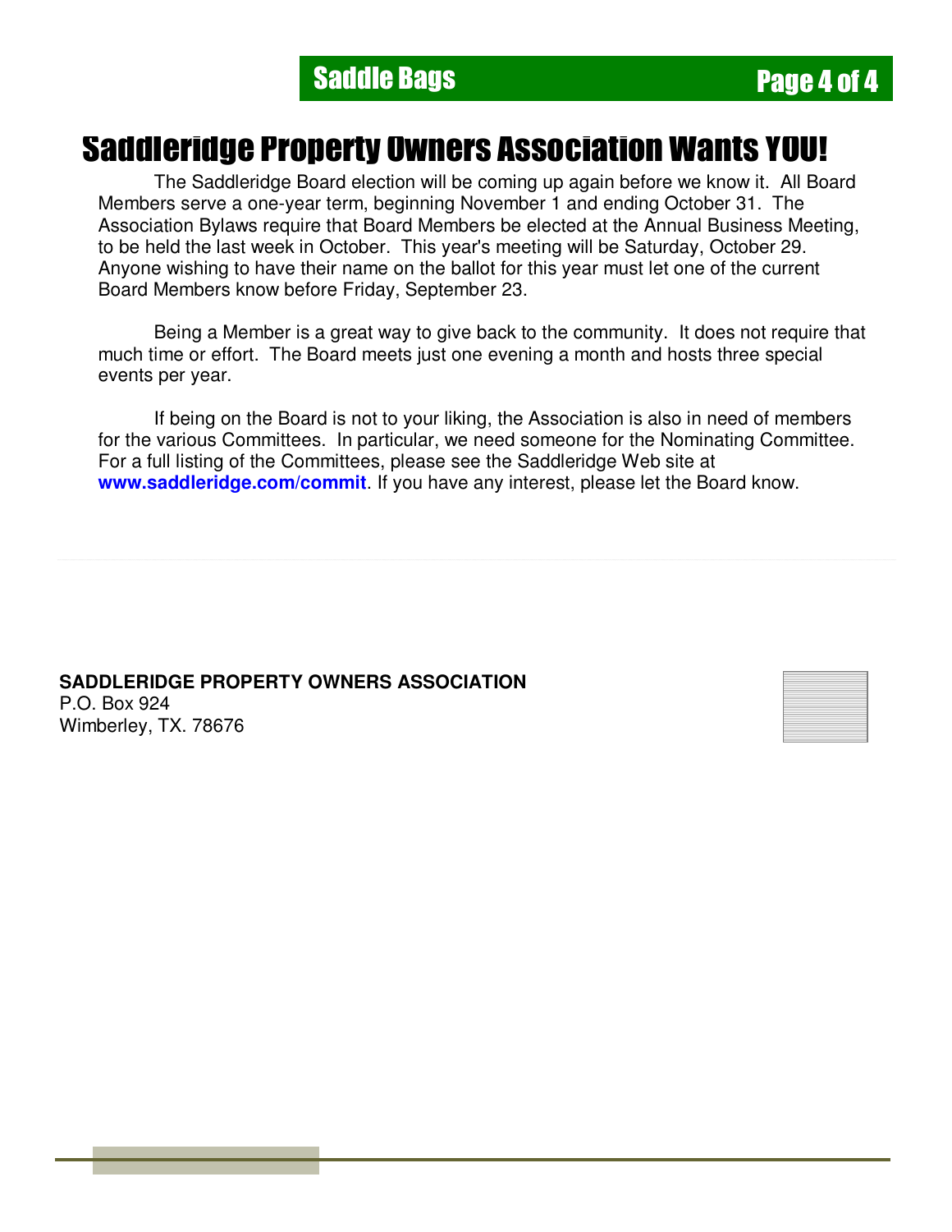# Saddleridge Property Owners Association Wants YOU!

The Saddleridge Board election will be coming up again before we know it. All Board Members serve a one-year term, beginning November 1 and ending October 31. The Association Bylaws require that Board Members be elected at the Annual Business Meeting, to be held the last week in October. This year's meeting will be Saturday, October 29. Anyone wishing to have their name on the ballot for this year must let one of the current Board Members know before Friday, September 23.

Being a Member is a great way to give back to the community. It does not require that much time or effort. The Board meets just one evening a month and hosts three special events per year.

If being on the Board is not to your liking, the Association is also in need of members for the various Committees. In particular, we need someone for the Nominating Committee. For a full listing of the Committees, please see the Saddleridge Web site at **www.saddleridge.com/commit**. If you have any interest, please let the Board know.

**SADDLERIDGE PROPERTY OWNERS ASSOCIATION**
P.O. Box 924
Wimberley, TX. 78676